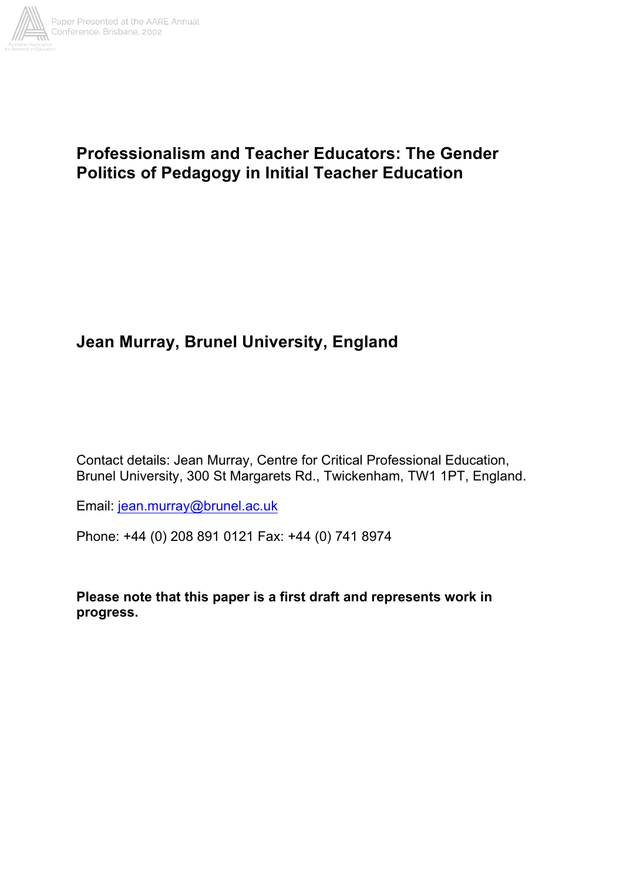# Professionalism and Teacher Educators: The Gender Politics of Pedagogy in Initial Teacher Education

## Jean Murray, Brunel University, England

Contact details: Jean Murray, Centre for Critical Professional Education, Brunel University, 300 St Margarets Rd., Twickenham, TW1 1PT, England.

Email: jean.murray@brunel.ac.uk

Phone: +44 (0) 208 891 0121 Fax: +44 (0) 741 8974

**Please note that this paper is a first draft and represents work in progress.**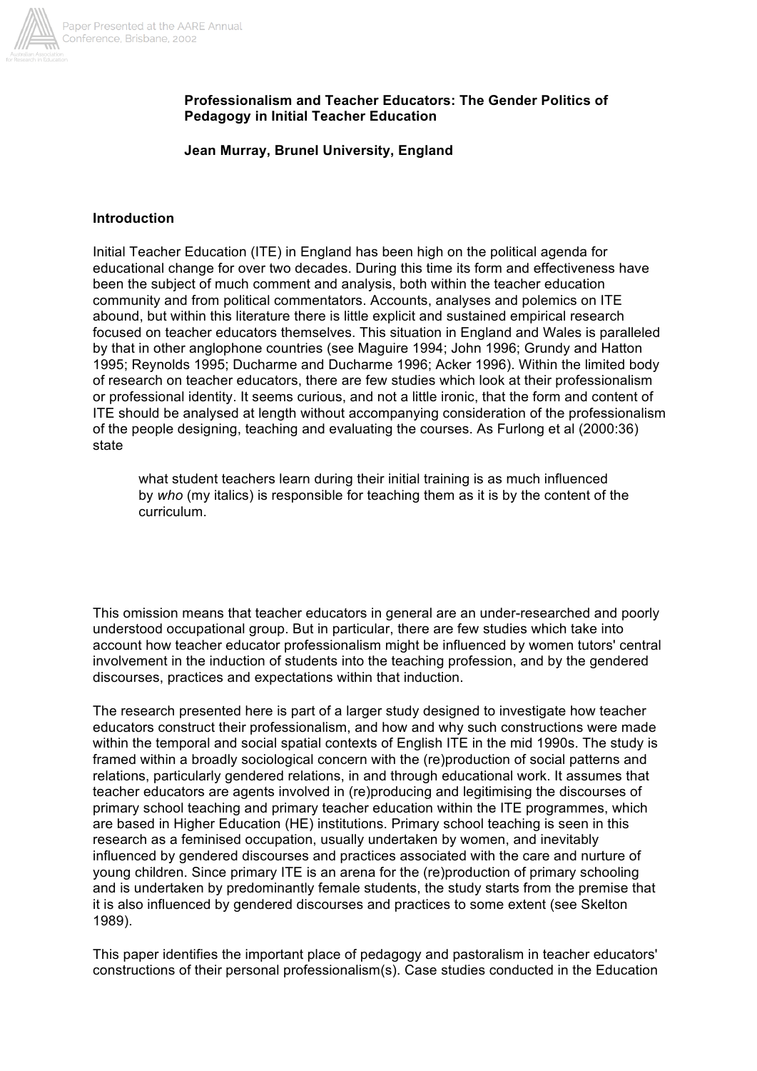**Professionalism and Teacher Educators: The Gender Politics of Pedagogy in Initial Teacher Education**

**Jean Murray, Brunel University, England**

## Introduction

Initial Teacher Education (ITE) in England has been high on the political agenda for educational change for over two decades. During this time its form and effectiveness have been the subject of much comment and analysis, both within the teacher education community and from political commentators. Accounts, analyses and polemics on ITE abound, but within this literature there is little explicit and sustained empirical research focused on teacher educators themselves. This situation in England and Wales is paralleled by that in other anglophone countries (see Maguire 1994; John 1996; Grundy and Hatton 1995; Reynolds 1995; Ducharme and Ducharme 1996; Acker 1996). Within the limited body of research on teacher educators, there are few studies which look at their professionalism or professional identity. It seems curious, and not a little ironic, that the form and content of ITE should be analysed at length without accompanying consideration of the professionalism of the people designing, teaching and evaluating the courses. As Furlong et al (2000:36) state

> what student teachers learn during their initial training is as much influenced by *who* (my italics) is responsible for teaching them as it is by the content of the curriculum.

This omission means that teacher educators in general are an under-researched and poorly understood occupational group. But in particular, there are few studies which take into account how teacher educator professionalism might be influenced by women tutors' central involvement in the induction of students into the teaching profession, and by the gendered discourses, practices and expectations within that induction.

The research presented here is part of a larger study designed to investigate how teacher educators construct their professionalism, and how and why such constructions were made within the temporal and social spatial contexts of English ITE in the mid 1990s. The study is framed within a broadly sociological concern with the (re)production of social patterns and relations, particularly gendered relations, in and through educational work. It assumes that teacher educators are agents involved in (re)producing and legitimising the discourses of primary school teaching and primary teacher education within the ITE programmes, which are based in Higher Education (HE) institutions. Primary school teaching is seen in this research as a feminised occupation, usually undertaken by women, and inevitably influenced by gendered discourses and practices associated with the care and nurture of young children. Since primary ITE is an arena for the (re)production of primary schooling and is undertaken by predominantly female students, the study starts from the premise that it is also influenced by gendered discourses and practices to some extent (see Skelton 1989).

This paper identifies the important place of pedagogy and pastoralism in teacher educators' constructions of their personal professionalism(s). Case studies conducted in the Education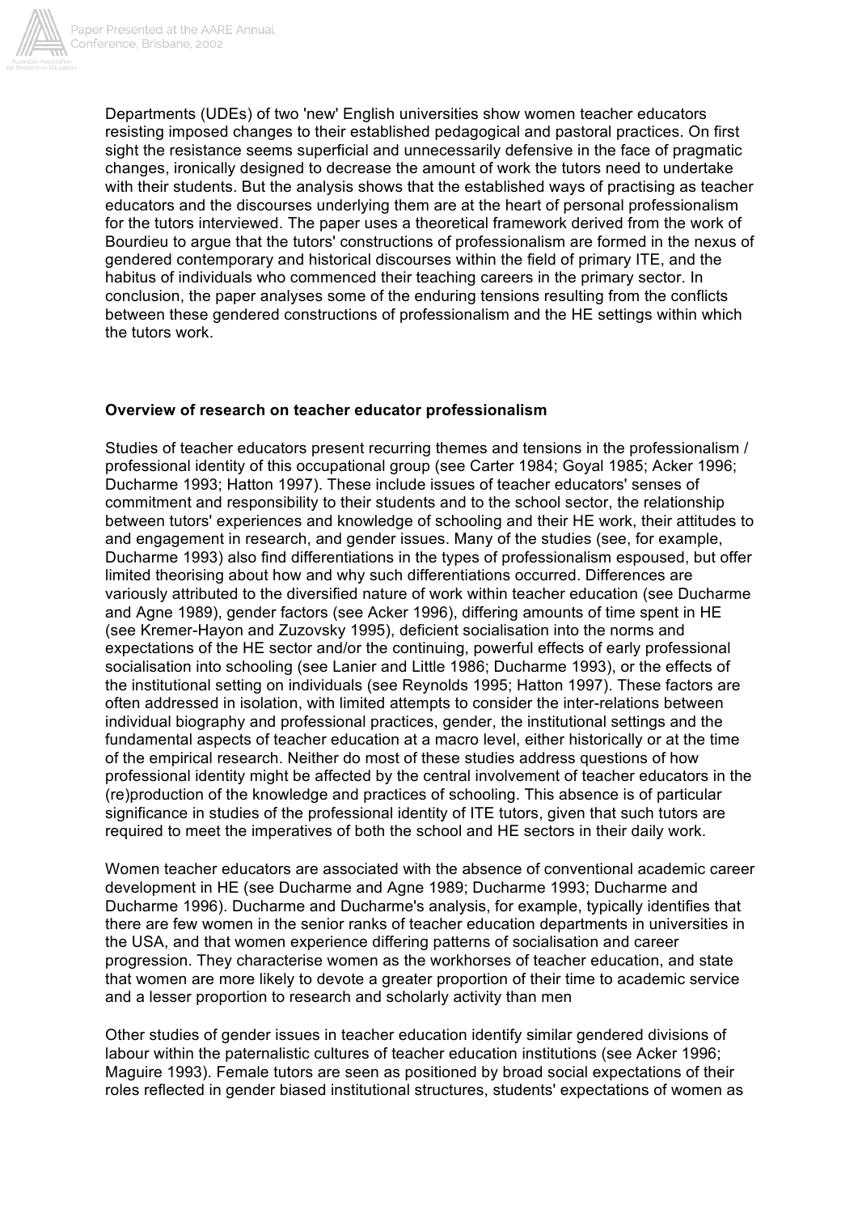Departments (UDEs) of two 'new' English universities show women teacher educators resisting imposed changes to their established pedagogical and pastoral practices. On first sight the resistance seems superficial and unnecessarily defensive in the face of pragmatic changes, ironically designed to decrease the amount of work the tutors need to undertake with their students. But the analysis shows that the established ways of practising as teacher educators and the discourses underlying them are at the heart of personal professionalism for the tutors interviewed. The paper uses a theoretical framework derived from the work of Bourdieu to argue that the tutors' constructions of professionalism are formed in the nexus of gendered contemporary and historical discourses within the field of primary ITE, and the habitus of individuals who commenced their teaching careers in the primary sector. In conclusion, the paper analyses some of the enduring tensions resulting from the conflicts between these gendered constructions of professionalism and the HE settings within which the tutors work.

**Overview of research on teacher educator professionalism**

Studies of teacher educators present recurring themes and tensions in the professionalism / professional identity of this occupational group (see Carter 1984; Goyal 1985; Acker 1996; Ducharme 1993; Hatton 1997). These include issues of teacher educators' senses of commitment and responsibility to their students and to the school sector, the relationship between tutors' experiences and knowledge of schooling and their HE work, their attitudes to and engagement in research, and gender issues. Many of the studies (see, for example, Ducharme 1993) also find differentiations in the types of professionalism espoused, but offer limited theorising about how and why such differentiations occurred. Differences are variously attributed to the diversified nature of work within teacher education (see Ducharme and Agne 1989), gender factors (see Acker 1996), differing amounts of time spent in HE (see Kremer-Hayon and Zuzovsky 1995), deficient socialisation into the norms and expectations of the HE sector and/or the continuing, powerful effects of early professional socialisation into schooling (see Lanier and Little 1986; Ducharme 1993), or the effects of the institutional setting on individuals (see Reynolds 1995; Hatton 1997). These factors are often addressed in isolation, with limited attempts to consider the inter-relations between individual biography and professional practices, gender, the institutional settings and the fundamental aspects of teacher education at a macro level, either historically or at the time of the empirical research. Neither do most of these studies address questions of how professional identity might be affected by the central involvement of teacher educators in the (re)production of the knowledge and practices of schooling. This absence is of particular significance in studies of the professional identity of ITE tutors, given that such tutors are required to meet the imperatives of both the school and HE sectors in their daily work.

Women teacher educators are associated with the absence of conventional academic career development in HE (see Ducharme and Agne 1989; Ducharme 1993; Ducharme and Ducharme 1996). Ducharme and Ducharme's analysis, for example, typically identifies that there are few women in the senior ranks of teacher education departments in universities in the USA, and that women experience differing patterns of socialisation and career progression. They characterise women as the workhorses of teacher education, and state that women are more likely to devote a greater proportion of their time to academic service and a lesser proportion to research and scholarly activity than men

Other studies of gender issues in teacher education identify similar gendered divisions of labour within the paternalistic cultures of teacher education institutions (see Acker 1996; Maguire 1993). Female tutors are seen as positioned by broad social expectations of their roles reflected in gender biased institutional structures, students' expectations of women as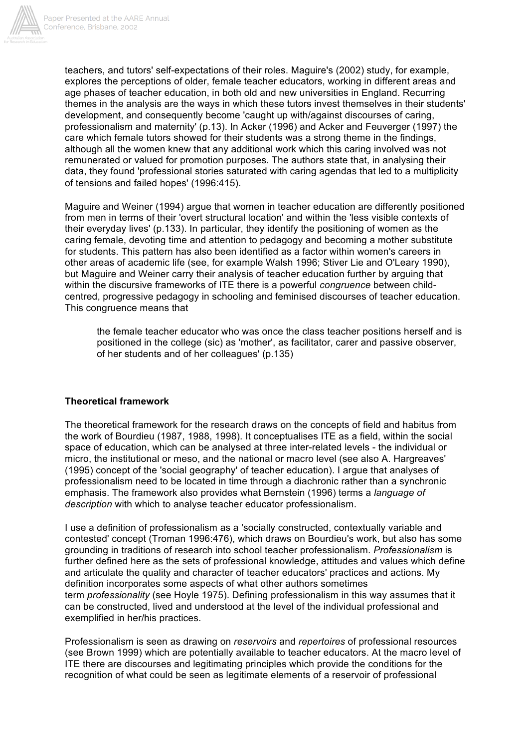teachers, and tutors' self-expectations of their roles. Maguire's (2002) study, for example, explores the perceptions of older, female teacher educators, working in different areas and age phases of teacher education, in both old and new universities in England. Recurring themes in the analysis are the ways in which these tutors invest themselves in their students' development, and consequently become 'caught up with/against discourses of caring, professionalism and maternity' (p.13). In Acker (1996) and Acker and Feuverger (1997) the care which female tutors showed for their students was a strong theme in the findings, although all the women knew that any additional work which this caring involved was not remunerated or valued for promotion purposes. The authors state that, in analysing their data, they found 'professional stories saturated with caring agendas that led to a multiplicity of tensions and failed hopes' (1996:415).

Maguire and Weiner (1994) argue that women in teacher education are differently positioned from men in terms of their 'overt structural location' and within the 'less visible contexts of their everyday lives' (p.133). In particular, they identify the positioning of women as the caring female, devoting time and attention to pedagogy and becoming a mother substitute for students. This pattern has also been identified as a factor within women's careers in other areas of academic life (see, for example Walsh 1996; Stiver Lie and O'Leary 1990), but Maguire and Weiner carry their analysis of teacher education further by arguing that within the discursive frameworks of ITE there is a powerful *congruence* between child-centred, progressive pedagogy in schooling and feminised discourses of teacher education. This congruence means that

> the female teacher educator who was once the class teacher positions herself and is positioned in the college (sic) as 'mother', as facilitator, carer and passive observer, of her students and of her colleagues' (p.135)

**Theoretical framework**

The theoretical framework for the research draws on the concepts of field and habitus from the work of Bourdieu (1987, 1988, 1998). It conceptualises ITE as a field, within the social space of education, which can be analysed at three inter-related levels - the individual or micro, the institutional or meso, and the national or macro level (see also A. Hargreaves' (1995) concept of the 'social geography' of teacher education). I argue that analyses of professionalism need to be located in time through a diachronic rather than a synchronic emphasis. The framework also provides what Bernstein (1996) terms a *language of description* with which to analyse teacher educator professionalism.

I use a definition of professionalism as a 'socially constructed, contextually variable and contested' concept (Troman 1996:476), which draws on Bourdieu's work, but also has some grounding in traditions of research into school teacher professionalism. *Professionalism* is further defined here as the sets of professional knowledge, attitudes and values which define and articulate the quality and character of teacher educators' practices and actions. My definition incorporates some aspects of what other authors sometimes term *professionality* (see Hoyle 1975). Defining professionalism in this way assumes that it can be constructed, lived and understood at the level of the individual professional and exemplified in her/his practices.

Professionalism is seen as drawing on *reservoirs* and *repertoires* of professional resources (see Brown 1999) which are potentially available to teacher educators. At the macro level of ITE there are discourses and legitimating principles which provide the conditions for the recognition of what could be seen as legitimate elements of a reservoir of professional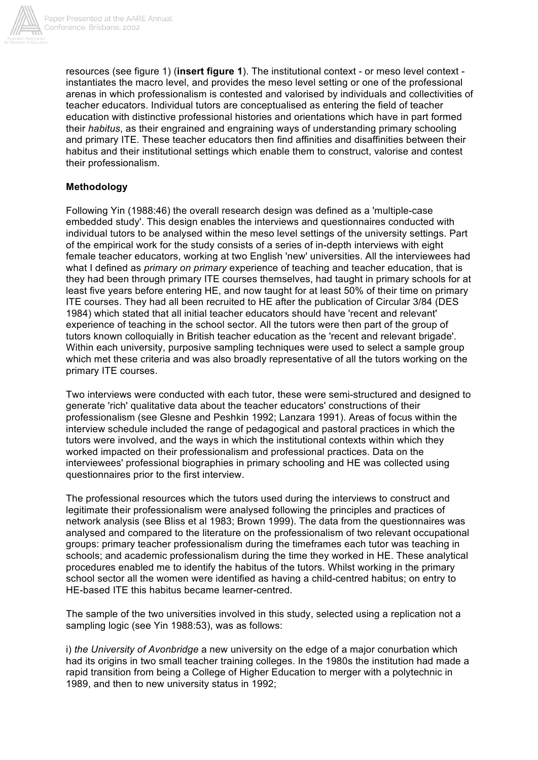resources (see figure 1) (**insert figure 1**). The institutional context - or meso level context - instantiates the macro level, and provides the meso level setting or one of the professional arenas in which professionalism is contested and valorised by individuals and collectivities of teacher educators. Individual tutors are conceptualised as entering the field of teacher education with distinctive professional histories and orientations which have in part formed their *habitus*, as their engrained and engraining ways of understanding primary schooling and primary ITE. These teacher educators then find affinities and disaffinities between their habitus and their institutional settings which enable them to construct, valorise and contest their professionalism.

**Methodology**

Following Yin (1988:46) the overall research design was defined as a 'multiple-case embedded study'. This design enables the interviews and questionnaires conducted with individual tutors to be analysed within the meso level settings of the university settings. Part of the empirical work for the study consists of a series of in-depth interviews with eight female teacher educators, working at two English 'new' universities. All the interviewees had what I defined as *primary on primary* experience of teaching and teacher education, that is they had been through primary ITE courses themselves, had taught in primary schools for at least five years before entering HE, and now taught for at least 50% of their time on primary ITE courses. They had all been recruited to HE after the publication of Circular 3/84 (DES 1984) which stated that all initial teacher educators should have 'recent and relevant' experience of teaching in the school sector. All the tutors were then part of the group of tutors known colloquially in British teacher education as the 'recent and relevant brigade'. Within each university, purposive sampling techniques were used to select a sample group which met these criteria and was also broadly representative of all the tutors working on the primary ITE courses.

Two interviews were conducted with each tutor, these were semi-structured and designed to generate 'rich' qualitative data about the teacher educators' constructions of their professionalism (see Glesne and Peshkin 1992; Lanzara 1991). Areas of focus within the interview schedule included the range of pedagogical and pastoral practices in which the tutors were involved, and the ways in which the institutional contexts within which they worked impacted on their professionalism and professional practices. Data on the interviewees' professional biographies in primary schooling and HE was collected using questionnaires prior to the first interview.

The professional resources which the tutors used during the interviews to construct and legitimate their professionalism were analysed following the principles and practices of network analysis (see Bliss et al 1983; Brown 1999). The data from the questionnaires was analysed and compared to the literature on the professionalism of two relevant occupational groups: primary teacher professionalism during the timeframes each tutor was teaching in schools; and academic professionalism during the time they worked in HE. These analytical procedures enabled me to identify the habitus of the tutors. Whilst working in the primary school sector all the women were identified as having a child-centred habitus; on entry to HE-based ITE this habitus became learner-centred.

The sample of the two universities involved in this study, selected using a replication not a sampling logic (see Yin 1988:53), was as follows:

i) *the University of Avonbridge* a new university on the edge of a major conurbation which had its origins in two small teacher training colleges. In the 1980s the institution had made a rapid transition from being a College of Higher Education to merger with a polytechnic in 1989, and then to new university status in 1992;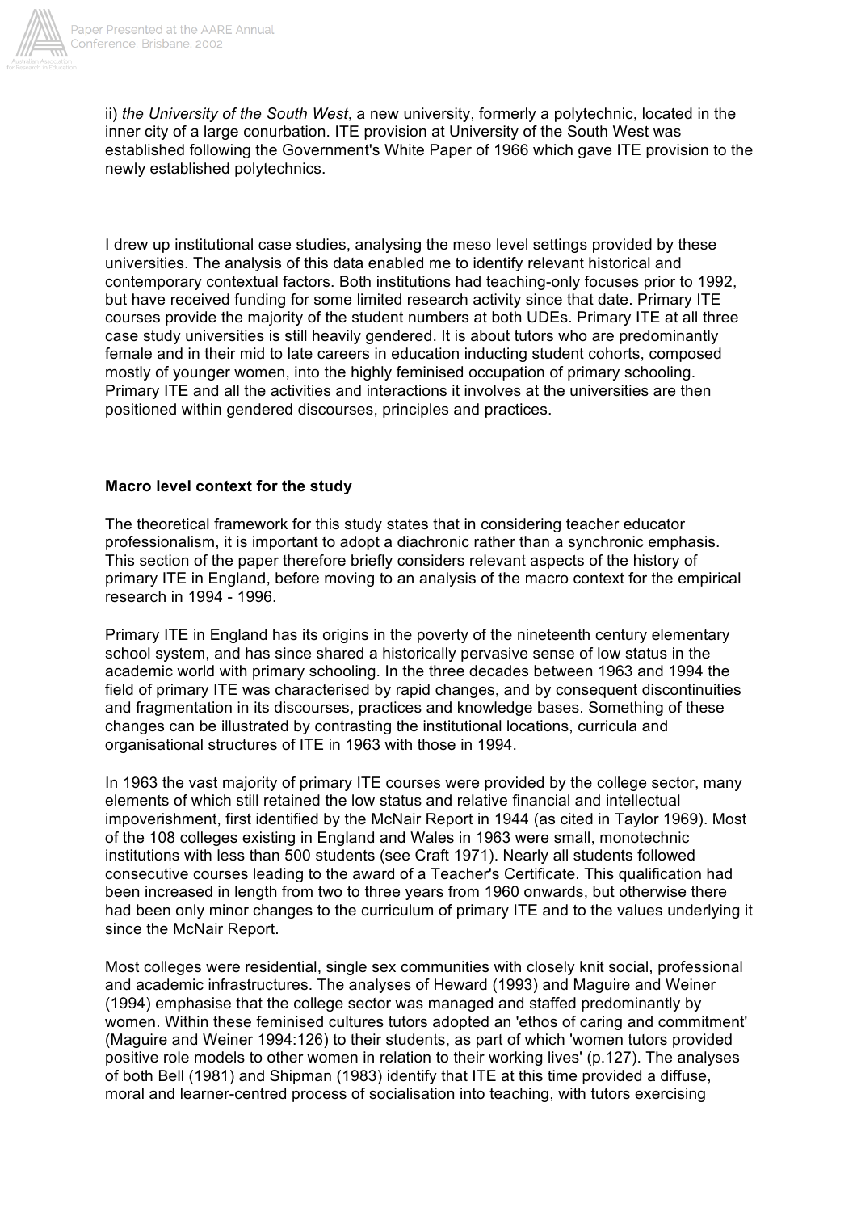ii) *the University of the South West*, a new university, formerly a polytechnic, located in the inner city of a large conurbation. ITE provision at University of the South West was established following the Government's White Paper of 1966 which gave ITE provision to the newly established polytechnics.

I drew up institutional case studies, analysing the meso level settings provided by these universities. The analysis of this data enabled me to identify relevant historical and contemporary contextual factors. Both institutions had teaching-only focuses prior to 1992, but have received funding for some limited research activity since that date. Primary ITE courses provide the majority of the student numbers at both UDEs. Primary ITE at all three case study universities is still heavily gendered. It is about tutors who are predominantly female and in their mid to late careers in education inducting student cohorts, composed mostly of younger women, into the highly feminised occupation of primary schooling. Primary ITE and all the activities and interactions it involves at the universities are then positioned within gendered discourses, principles and practices.

**Macro level context for the study**

The theoretical framework for this study states that in considering teacher educator professionalism, it is important to adopt a diachronic rather than a synchronic emphasis. This section of the paper therefore briefly considers relevant aspects of the history of primary ITE in England, before moving to an analysis of the macro context for the empirical research in 1994 - 1996.

Primary ITE in England has its origins in the poverty of the nineteenth century elementary school system, and has since shared a historically pervasive sense of low status in the academic world with primary schooling. In the three decades between 1963 and 1994 the field of primary ITE was characterised by rapid changes, and by consequent discontinuities and fragmentation in its discourses, practices and knowledge bases. Something of these changes can be illustrated by contrasting the institutional locations, curricula and organisational structures of ITE in 1963 with those in 1994.

In 1963 the vast majority of primary ITE courses were provided by the college sector, many elements of which still retained the low status and relative financial and intellectual impoverishment, first identified by the McNair Report in 1944 (as cited in Taylor 1969). Most of the 108 colleges existing in England and Wales in 1963 were small, monotechnic institutions with less than 500 students (see Craft 1971). Nearly all students followed consecutive courses leading to the award of a Teacher's Certificate. This qualification had been increased in length from two to three years from 1960 onwards, but otherwise there had been only minor changes to the curriculum of primary ITE and to the values underlying it since the McNair Report.

Most colleges were residential, single sex communities with closely knit social, professional and academic infrastructures. The analyses of Heward (1993) and Maguire and Weiner (1994) emphasise that the college sector was managed and staffed predominantly by women. Within these feminised cultures tutors adopted an 'ethos of caring and commitment' (Maguire and Weiner 1994:126) to their students, as part of which 'women tutors provided positive role models to other women in relation to their working lives' (p.127). The analyses of both Bell (1981) and Shipman (1983) identify that ITE at this time provided a diffuse, moral and learner-centred process of socialisation into teaching, with tutors exercising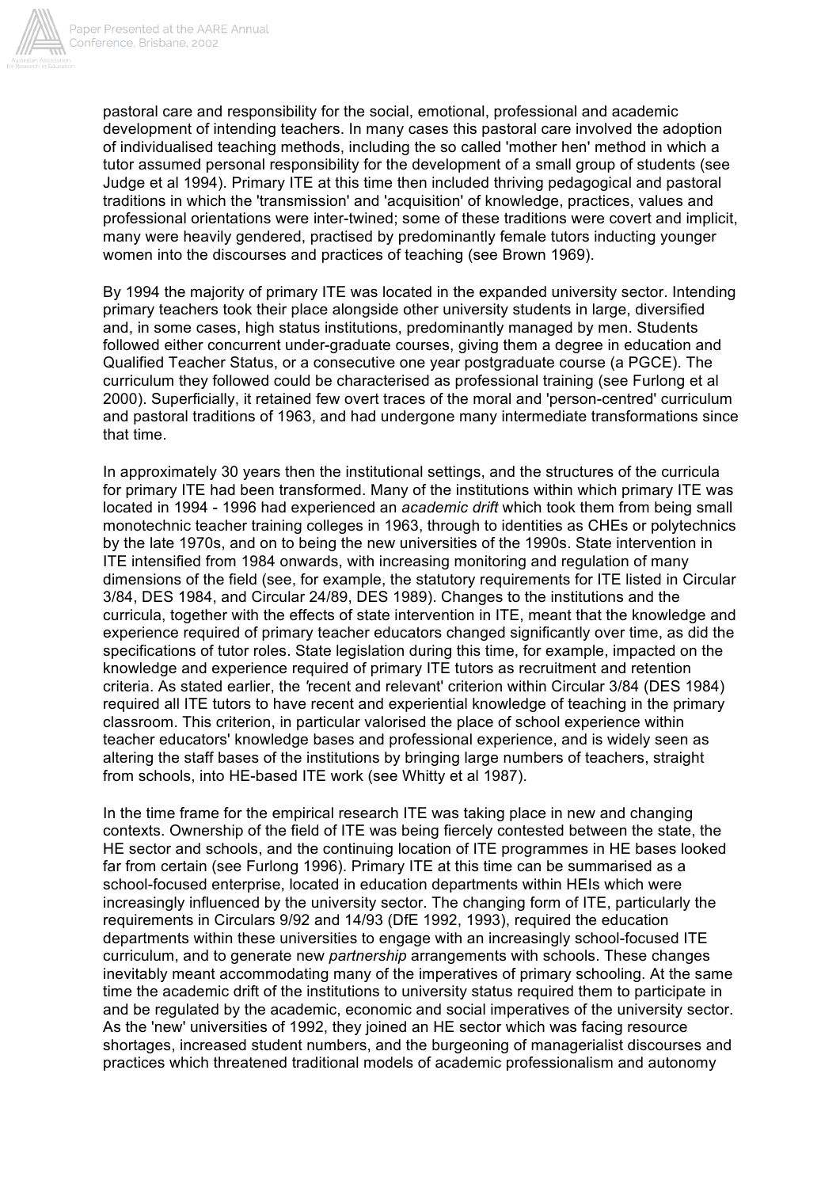pastoral care and responsibility for the social, emotional, professional and academic development of intending teachers. In many cases this pastoral care involved the adoption of individualised teaching methods, including the so called 'mother hen' method in which a tutor assumed personal responsibility for the development of a small group of students (see Judge et al 1994). Primary ITE at this time then included thriving pedagogical and pastoral traditions in which the 'transmission' and 'acquisition' of knowledge, practices, values and professional orientations were inter-twined; some of these traditions were covert and implicit, many were heavily gendered, practised by predominantly female tutors inducting younger women into the discourses and practices of teaching (see Brown 1969).

By 1994 the majority of primary ITE was located in the expanded university sector. Intending primary teachers took their place alongside other university students in large, diversified and, in some cases, high status institutions, predominantly managed by men. Students followed either concurrent under-graduate courses, giving them a degree in education and Qualified Teacher Status, or a consecutive one year postgraduate course (a PGCE). The curriculum they followed could be characterised as professional training (see Furlong et al 2000). Superficially, it retained few overt traces of the moral and 'person-centred' curriculum and pastoral traditions of 1963, and had undergone many intermediate transformations since that time.

In approximately 30 years then the institutional settings, and the structures of the curricula for primary ITE had been transformed. Many of the institutions within which primary ITE was located in 1994 - 1996 had experienced an *academic drift* which took them from being small monotechnic teacher training colleges in 1963, through to identities as CHEs or polytechnics by the late 1970s, and on to being the new universities of the 1990s. State intervention in ITE intensified from 1984 onwards, with increasing monitoring and regulation of many dimensions of the field (see, for example, the statutory requirements for ITE listed in Circular 3/84, DES 1984, and Circular 24/89, DES 1989). Changes to the institutions and the curricula, together with the effects of state intervention in ITE, meant that the knowledge and experience required of primary teacher educators changed significantly over time, as did the specifications of tutor roles. State legislation during this time, for example, impacted on the knowledge and experience required of primary ITE tutors as recruitment and retention criteria. As stated earlier, the 'recent and relevant' criterion within Circular 3/84 (DES 1984) required all ITE tutors to have recent and experiential knowledge of teaching in the primary classroom. This criterion, in particular valorised the place of school experience within teacher educators' knowledge bases and professional experience, and is widely seen as altering the staff bases of the institutions by bringing large numbers of teachers, straight from schools, into HE-based ITE work (see Whitty et al 1987).

In the time frame for the empirical research ITE was taking place in new and changing contexts. Ownership of the field of ITE was being fiercely contested between the state, the HE sector and schools, and the continuing location of ITE programmes in HE bases looked far from certain (see Furlong 1996). Primary ITE at this time can be summarised as a school-focused enterprise, located in education departments within HEIs which were increasingly influenced by the university sector. The changing form of ITE, particularly the requirements in Circulars 9/92 and 14/93 (DfE 1992, 1993), required the education departments within these universities to engage with an increasingly school-focused ITE curriculum, and to generate new *partnership* arrangements with schools. These changes inevitably meant accommodating many of the imperatives of primary schooling. At the same time the academic drift of the institutions to university status required them to participate in and be regulated by the academic, economic and social imperatives of the university sector. As the 'new' universities of 1992, they joined an HE sector which was facing resource shortages, increased student numbers, and the burgeoning of managerialist discourses and practices which threatened traditional models of academic professionalism and autonomy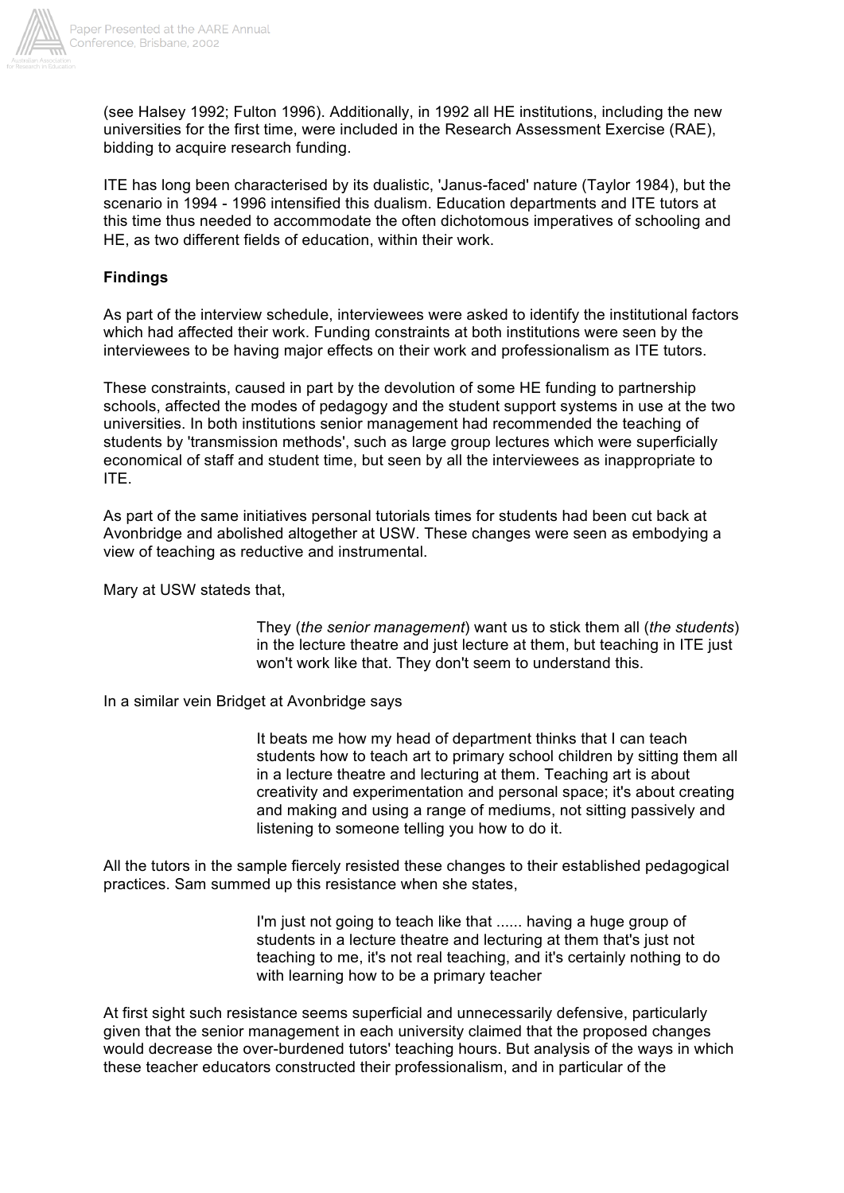(see Halsey 1992; Fulton 1996). Additionally, in 1992 all HE institutions, including the new universities for the first time, were included in the Research Assessment Exercise (RAE), bidding to acquire research funding.

ITE has long been characterised by its dualistic, 'Janus-faced' nature (Taylor 1984), but the scenario in 1994 - 1996 intensified this dualism. Education departments and ITE tutors at this time thus needed to accommodate the often dichotomous imperatives of schooling and HE, as two different fields of education, within their work.

**Findings**

As part of the interview schedule, interviewees were asked to identify the institutional factors which had affected their work. Funding constraints at both institutions were seen by the interviewees to be having major effects on their work and professionalism as ITE tutors.

These constraints, caused in part by the devolution of some HE funding to partnership schools, affected the modes of pedagogy and the student support systems in use at the two universities. In both institutions senior management had recommended the teaching of students by 'transmission methods', such as large group lectures which were superficially economical of staff and student time, but seen by all the interviewees as inappropriate to ITE.

As part of the same initiatives personal tutorials times for students had been cut back at Avonbridge and abolished altogether at USW. These changes were seen as embodying a view of teaching as reductive and instrumental.

Mary at USW stateds that,

> They (*the senior management*) want us to stick them all (*the students*) in the lecture theatre and just lecture at them, but teaching in ITE just won't work like that. They don't seem to understand this.

In a similar vein Bridget at Avonbridge says

> It beats me how my head of department thinks that I can teach students how to teach art to primary school children by sitting them all in a lecture theatre and lecturing at them. Teaching art is about creativity and experimentation and personal space; it's about creating and making and using a range of mediums, not sitting passively and listening to someone telling you how to do it.

All the tutors in the sample fiercely resisted these changes to their established pedagogical practices. Sam summed up this resistance when she states,

> I'm just not going to teach like that ...... having a huge group of students in a lecture theatre and lecturing at them that's just not teaching to me, it's not real teaching, and it's certainly nothing to do with learning how to be a primary teacher

At first sight such resistance seems superficial and unnecessarily defensive, particularly given that the senior management in each university claimed that the proposed changes would decrease the over-burdened tutors' teaching hours. But analysis of the ways in which these teacher educators constructed their professionalism, and in particular of the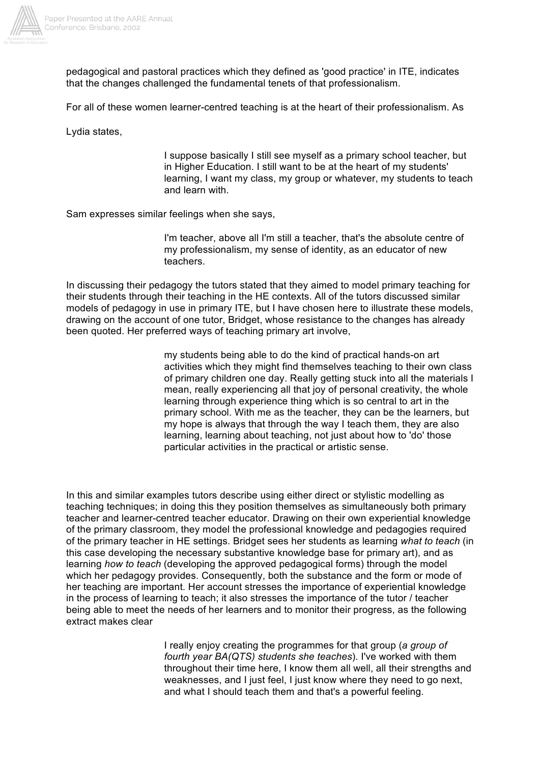pedagogical and pastoral practices which they defined as 'good practice' in ITE, indicates that the changes challenged the fundamental tenets of that professionalism.

For all of these women learner-centred teaching is at the heart of their professionalism. As

Lydia states,

> I suppose basically I still see myself as a primary school teacher, but in Higher Education. I still want to be at the heart of my students' learning, I want my class, my group or whatever, my students to teach and learn with.

Sam expresses similar feelings when she says,

> I'm teacher, above all I'm still a teacher, that's the absolute centre of my professionalism, my sense of identity, as an educator of new teachers.

In discussing their pedagogy the tutors stated that they aimed to model primary teaching for their students through their teaching in the HE contexts. All of the tutors discussed similar models of pedagogy in use in primary ITE, but I have chosen here to illustrate these models, drawing on the account of one tutor, Bridget, whose resistance to the changes has already been quoted. Her preferred ways of teaching primary art involve,

> my students being able to do the kind of practical hands-on art activities which they might find themselves teaching to their own class of primary children one day. Really getting stuck into all the materials I mean, really experiencing all that joy of personal creativity, the whole learning through experience thing which is so central to art in the primary school. With me as the teacher, they can be the learners, but my hope is always that through the way I teach them, they are also learning, learning about teaching, not just about how to 'do' those particular activities in the practical or artistic sense.

In this and similar examples tutors describe using either direct or stylistic modelling as teaching techniques; in doing this they position themselves as simultaneously both primary teacher and learner-centred teacher educator. Drawing on their own experiential knowledge of the primary classroom, they model the professional knowledge and pedagogies required of the primary teacher in HE settings. Bridget sees her students as learning *what to teach* (in this case developing the necessary substantive knowledge base for primary art), and as learning *how to teach* (developing the approved pedagogical forms) through the model which her pedagogy provides. Consequently, both the substance and the form or mode of her teaching are important. Her account stresses the importance of experiential knowledge in the process of learning to teach; it also stresses the importance of the tutor / teacher being able to meet the needs of her learners and to monitor their progress, as the following extract makes clear

> I really enjoy creating the programmes for that group (*a group of fourth year BA(QTS) students she teaches*). I've worked with them throughout their time here, I know them all well, all their strengths and weaknesses, and I just feel, I just know where they need to go next, and what I should teach them and that's a powerful feeling.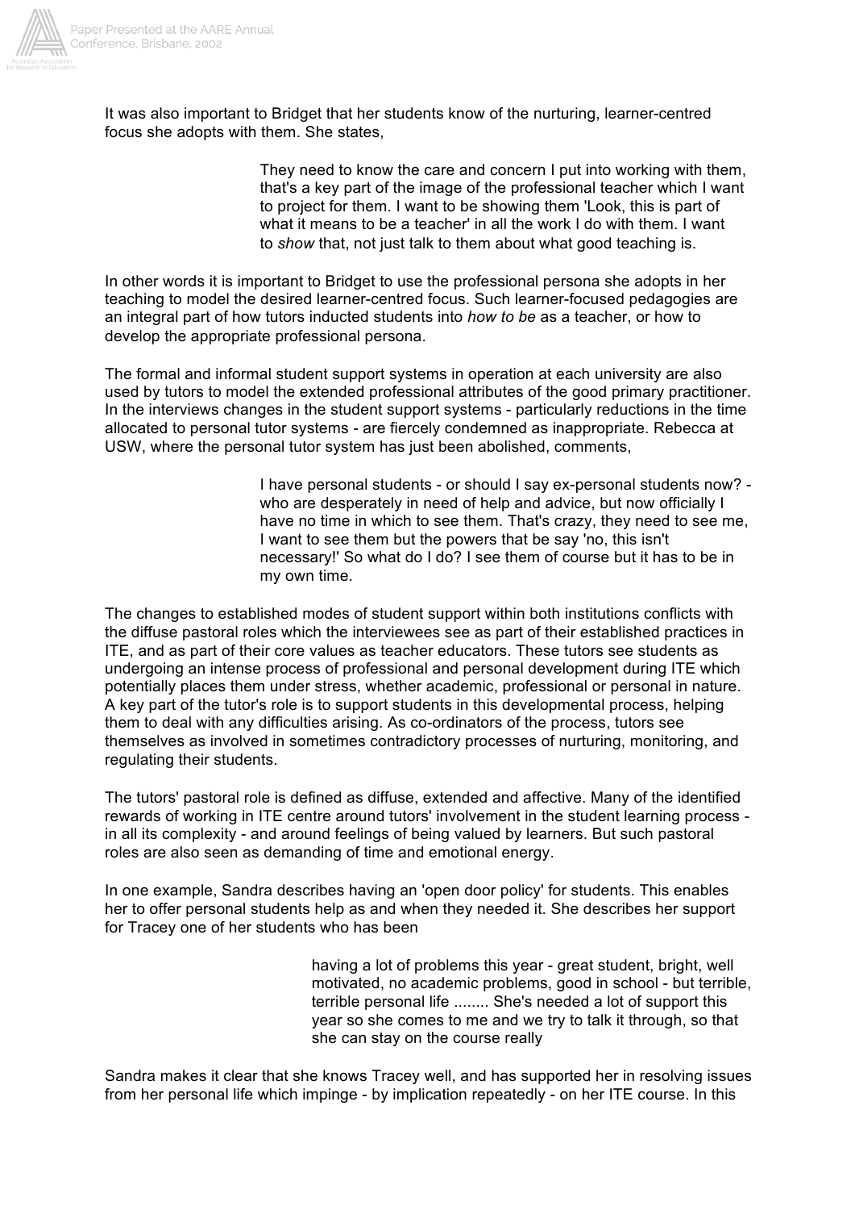It was also important to Bridget that her students know of the nurturing, learner-centred focus she adopts with them. She states,

> They need to know the care and concern I put into working with them, that's a key part of the image of the professional teacher which I want to project for them. I want to be showing them 'Look, this is part of what it means to be a teacher' in all the work I do with them. I want to *show* that, not just talk to them about what good teaching is.

In other words it is important to Bridget to use the professional persona she adopts in her teaching to model the desired learner-centred focus. Such learner-focused pedagogies are an integral part of how tutors inducted students into *how to be* as a teacher, or how to develop the appropriate professional persona.

The formal and informal student support systems in operation at each university are also used by tutors to model the extended professional attributes of the good primary practitioner. In the interviews changes in the student support systems - particularly reductions in the time allocated to personal tutor systems - are fiercely condemned as inappropriate. Rebecca at USW, where the personal tutor system has just been abolished, comments,

> I have personal students - or should I say ex-personal students now? - who are desperately in need of help and advice, but now officially I have no time in which to see them. That's crazy, they need to see me, I want to see them but the powers that be say 'no, this isn't necessary!' So what do I do? I see them of course but it has to be in my own time.

The changes to established modes of student support within both institutions conflicts with the diffuse pastoral roles which the interviewees see as part of their established practices in ITE, and as part of their core values as teacher educators. These tutors see students as undergoing an intense process of professional and personal development during ITE which potentially places them under stress, whether academic, professional or personal in nature. A key part of the tutor's role is to support students in this developmental process, helping them to deal with any difficulties arising. As co-ordinators of the process, tutors see themselves as involved in sometimes contradictory processes of nurturing, monitoring, and regulating their students.

The tutors' pastoral role is defined as diffuse, extended and affective. Many of the identified rewards of working in ITE centre around tutors' involvement in the student learning process - in all its complexity - and around feelings of being valued by learners. But such pastoral roles are also seen as demanding of time and emotional energy.

In one example, Sandra describes having an 'open door policy' for students. This enables her to offer personal students help as and when they needed it. She describes her support for Tracey one of her students who has been

> having a lot of problems this year - great student, bright, well motivated, no academic problems, good in school - but terrible, terrible personal life ........ She's needed a lot of support this year so she comes to me and we try to talk it through, so that she can stay on the course really

Sandra makes it clear that she knows Tracey well, and has supported her in resolving issues from her personal life which impinge - by implication repeatedly - on her ITE course. In this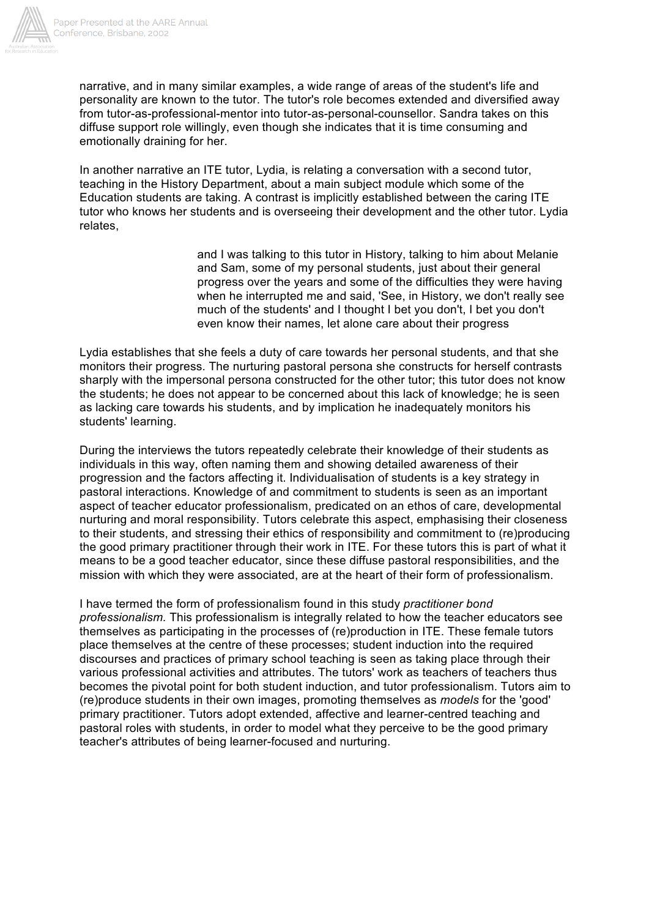narrative, and in many similar examples, a wide range of areas of the student's life and personality are known to the tutor. The tutor's role becomes extended and diversified away from tutor-as-professional-mentor into tutor-as-personal-counsellor. Sandra takes on this diffuse support role willingly, even though she indicates that it is time consuming and emotionally draining for her.

In another narrative an ITE tutor, Lydia, is relating a conversation with a second tutor, teaching in the History Department, about a main subject module which some of the Education students are taking. A contrast is implicitly established between the caring ITE tutor who knows her students and is overseeing their development and the other tutor. Lydia relates,

> and I was talking to this tutor in History, talking to him about Melanie and Sam, some of my personal students, just about their general progress over the years and some of the difficulties they were having when he interrupted me and said, 'See, in History, we don't really see much of the students' and I thought I bet you don't, I bet you don't even know their names, let alone care about their progress

Lydia establishes that she feels a duty of care towards her personal students, and that she monitors their progress. The nurturing pastoral persona she constructs for herself contrasts sharply with the impersonal persona constructed for the other tutor; this tutor does not know the students; he does not appear to be concerned about this lack of knowledge; he is seen as lacking care towards his students, and by implication he inadequately monitors his students' learning.

During the interviews the tutors repeatedly celebrate their knowledge of their students as individuals in this way, often naming them and showing detailed awareness of their progression and the factors affecting it. Individualisation of students is a key strategy in pastoral interactions. Knowledge of and commitment to students is seen as an important aspect of teacher educator professionalism, predicated on an ethos of care, developmental nurturing and moral responsibility. Tutors celebrate this aspect, emphasising their closeness to their students, and stressing their ethics of responsibility and commitment to (re)producing the good primary practitioner through their work in ITE. For these tutors this is part of what it means to be a good teacher educator, since these diffuse pastoral responsibilities, and the mission with which they were associated, are at the heart of their form of professionalism.

I have termed the form of professionalism found in this study *practitioner bond professionalism.* This professionalism is integrally related to how the teacher educators see themselves as participating in the processes of (re)production in ITE. These female tutors place themselves at the centre of these processes; student induction into the required discourses and practices of primary school teaching is seen as taking place through their various professional activities and attributes. The tutors' work as teachers of teachers thus becomes the pivotal point for both student induction, and tutor professionalism. Tutors aim to (re)produce students in their own images, promoting themselves as *models* for the 'good' primary practitioner. Tutors adopt extended, affective and learner-centred teaching and pastoral roles with students, in order to model what they perceive to be the good primary teacher's attributes of being learner-focused and nurturing.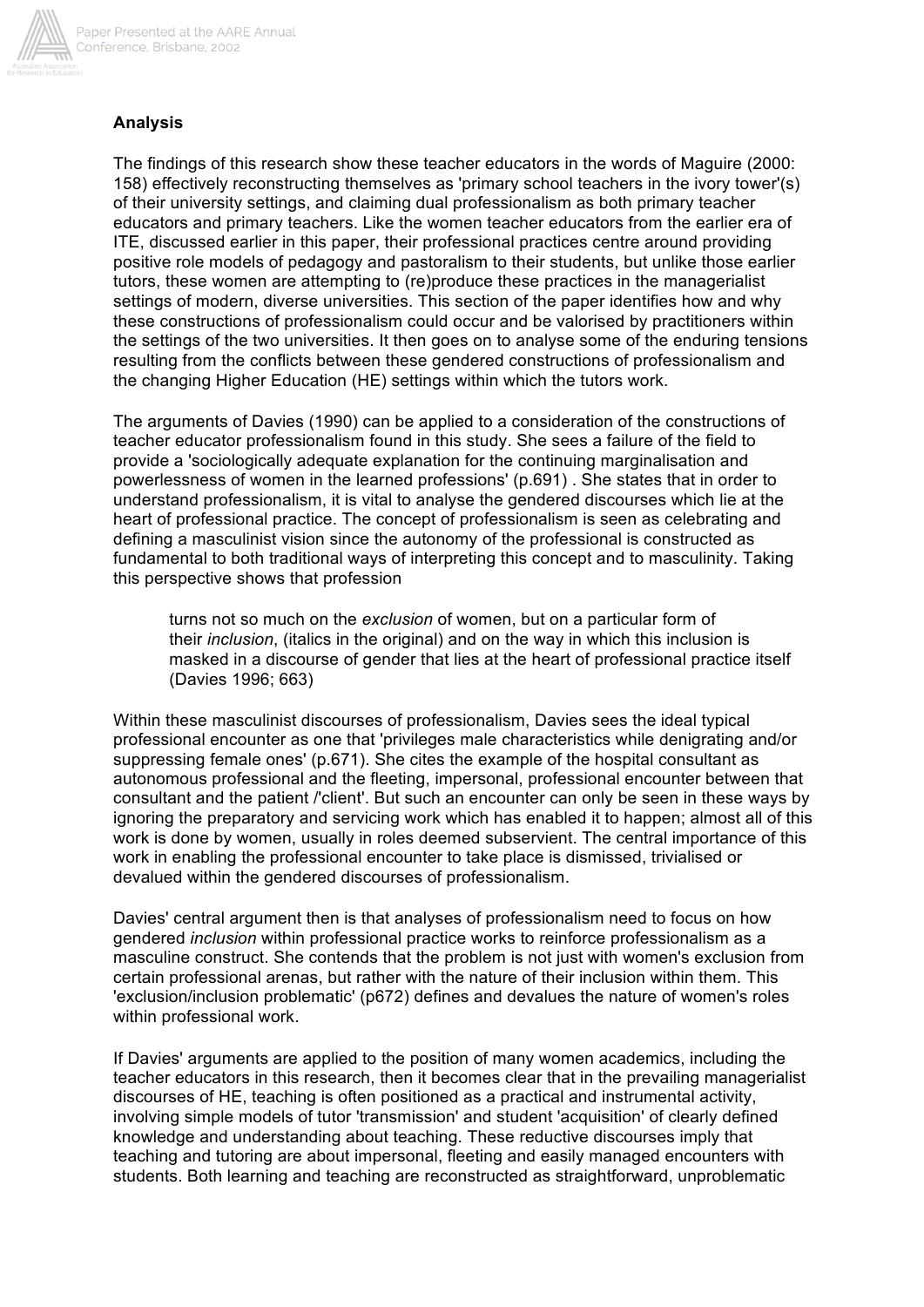**Analysis**

The findings of this research show these teacher educators in the words of Maguire (2000: 158) effectively reconstructing themselves as 'primary school teachers in the ivory tower'(s) of their university settings, and claiming dual professionalism as both primary teacher educators and primary teachers. Like the women teacher educators from the earlier era of ITE, discussed earlier in this paper, their professional practices centre around providing positive role models of pedagogy and pastoralism to their students, but unlike those earlier tutors, these women are attempting to (re)produce these practices in the managerialist settings of modern, diverse universities. This section of the paper identifies how and why these constructions of professionalism could occur and be valorised by practitioners within the settings of the two universities. It then goes on to analyse some of the enduring tensions resulting from the conflicts between these gendered constructions of professionalism and the changing Higher Education (HE) settings within which the tutors work.

The arguments of Davies (1990) can be applied to a consideration of the constructions of teacher educator professionalism found in this study. She sees a failure of the field to provide a 'sociologically adequate explanation for the continuing marginalisation and powerlessness of women in the learned professions' (p.691) . She states that in order to understand professionalism, it is vital to analyse the gendered discourses which lie at the heart of professional practice. The concept of professionalism is seen as celebrating and defining a masculinist vision since the autonomy of the professional is constructed as fundamental to both traditional ways of interpreting this concept and to masculinity. Taking this perspective shows that profession

> turns not so much on the *exclusion* of women, but on a particular form of their *inclusion*, (italics in the original) and on the way in which this inclusion is masked in a discourse of gender that lies at the heart of professional practice itself (Davies 1996; 663)

Within these masculinist discourses of professionalism, Davies sees the ideal typical professional encounter as one that 'privileges male characteristics while denigrating and/or suppressing female ones' (p.671). She cites the example of the hospital consultant as autonomous professional and the fleeting, impersonal, professional encounter between that consultant and the patient /'client'. But such an encounter can only be seen in these ways by ignoring the preparatory and servicing work which has enabled it to happen; almost all of this work is done by women, usually in roles deemed subservient. The central importance of this work in enabling the professional encounter to take place is dismissed, trivialised or devalued within the gendered discourses of professionalism.

Davies' central argument then is that analyses of professionalism need to focus on how gendered *inclusion* within professional practice works to reinforce professionalism as a masculine construct. She contends that the problem is not just with women's exclusion from certain professional arenas, but rather with the nature of their inclusion within them. This 'exclusion/inclusion problematic' (p672) defines and devalues the nature of women's roles within professional work.

If Davies' arguments are applied to the position of many women academics, including the teacher educators in this research, then it becomes clear that in the prevailing managerialist discourses of HE, teaching is often positioned as a practical and instrumental activity, involving simple models of tutor 'transmission' and student 'acquisition' of clearly defined knowledge and understanding about teaching. These reductive discourses imply that teaching and tutoring are about impersonal, fleeting and easily managed encounters with students. Both learning and teaching are reconstructed as straightforward, unproblematic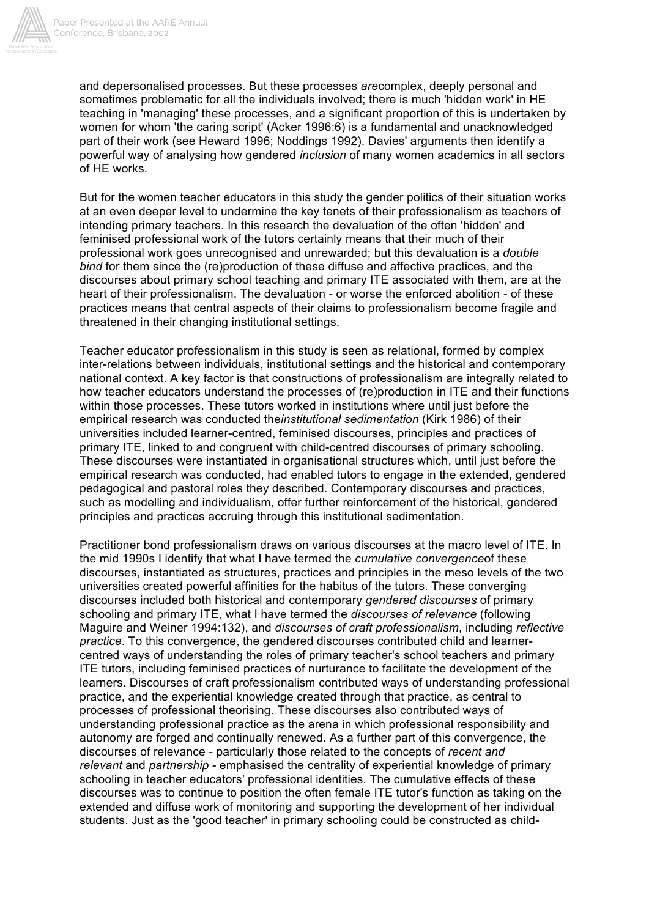and depersonalised processes. But these processes *are*complex, deeply personal and sometimes problematic for all the individuals involved; there is much 'hidden work' in HE teaching in 'managing' these processes, and a significant proportion of this is undertaken by women for whom 'the caring script' (Acker 1996:6) is a fundamental and unacknowledged part of their work (see Heward 1996; Noddings 1992). Davies' arguments then identify a powerful way of analysing how gendered *inclusion* of many women academics in all sectors of HE works.

But for the women teacher educators in this study the gender politics of their situation works at an even deeper level to undermine the key tenets of their professionalism as teachers of intending primary teachers. In this research the devaluation of the often 'hidden' and feminised professional work of the tutors certainly means that their much of their professional work goes unrecognised and unrewarded; but this devaluation is a *double bind* for them since the (re)production of these diffuse and affective practices, and the discourses about primary school teaching and primary ITE associated with them, are at the heart of their professionalism. The devaluation - or worse the enforced abolition - of these practices means that central aspects of their claims to professionalism become fragile and threatened in their changing institutional settings.

Teacher educator professionalism in this study is seen as relational, formed by complex inter-relations between individuals, institutional settings and the historical and contemporary national context. A key factor is that constructions of professionalism are integrally related to how teacher educators understand the processes of (re)production in ITE and their functions within those processes. These tutors worked in institutions where until just before the empirical research was conducted the*institutional sedimentation* (Kirk 1986) of their universities included learner-centred, feminised discourses, principles and practices of primary ITE, linked to and congruent with child-centred discourses of primary schooling. These discourses were instantiated in organisational structures which, until just before the empirical research was conducted, had enabled tutors to engage in the extended, gendered pedagogical and pastoral roles they described. Contemporary discourses and practices, such as modelling and individualism, offer further reinforcement of the historical, gendered principles and practices accruing through this institutional sedimentation.

Practitioner bond professionalism draws on various discourses at the macro level of ITE. In the mid 1990s I identify that what I have termed the *cumulative convergence*of these discourses, instantiated as structures, practices and principles in the meso levels of the two universities created powerful affinities for the habitus of the tutors. These converging discourses included both historical and contemporary *gendered discourses* of primary schooling and primary ITE, what I have termed the *discourses of relevance* (following Maguire and Weiner 1994:132), and *discourses of craft professionalism*, including *reflective practice*. To this convergence, the gendered discourses contributed child and learner-centred ways of understanding the roles of primary teacher's school teachers and primary ITE tutors, including feminised practices of nurturance to facilitate the development of the learners. Discourses of craft professionalism contributed ways of understanding professional practice, and the experiential knowledge created through that practice, as central to processes of professional theorising. These discourses also contributed ways of understanding professional practice as the arena in which professional responsibility and autonomy are forged and continually renewed. As a further part of this convergence, the discourses of relevance - particularly those related to the concepts of *recent and relevant* and *partnership* - emphasised the centrality of experiential knowledge of primary schooling in teacher educators' professional identities. The cumulative effects of these discourses was to continue to position the often female ITE tutor's function as taking on the extended and diffuse work of monitoring and supporting the development of her individual students. Just as the 'good teacher' in primary schooling could be constructed as child-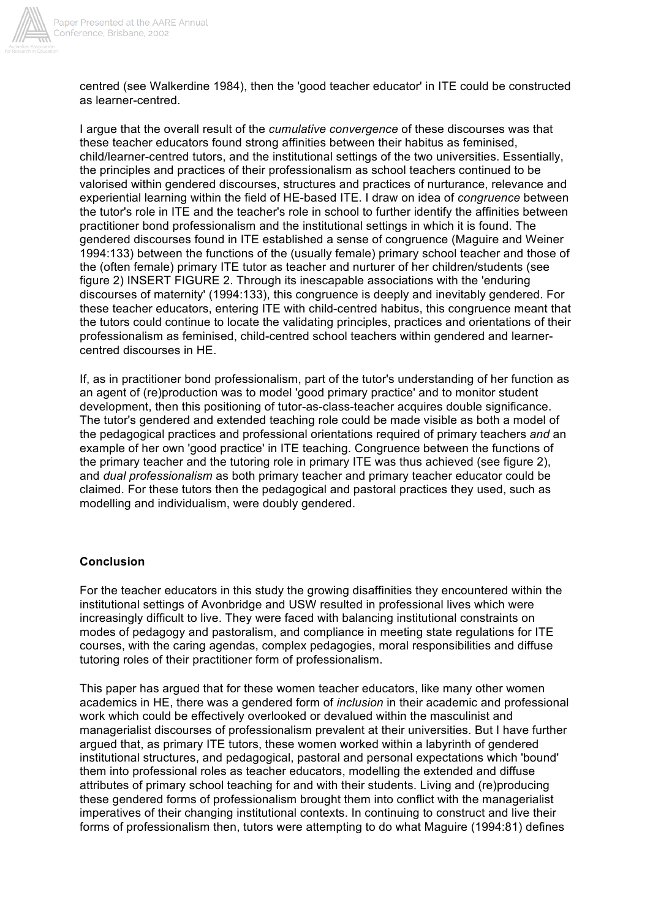centred (see Walkerdine 1984), then the 'good teacher educator' in ITE could be constructed as learner-centred.

I argue that the overall result of the *cumulative convergence* of these discourses was that these teacher educators found strong affinities between their habitus as feminised, child/learner-centred tutors, and the institutional settings of the two universities. Essentially, the principles and practices of their professionalism as school teachers continued to be valorised within gendered discourses, structures and practices of nurturance, relevance and experiential learning within the field of HE-based ITE. I draw on idea of *congruence* between the tutor's role in ITE and the teacher's role in school to further identify the affinities between practitioner bond professionalism and the institutional settings in which it is found. The gendered discourses found in ITE established a sense of congruence (Maguire and Weiner 1994:133) between the functions of the (usually female) primary school teacher and those of the (often female) primary ITE tutor as teacher and nurturer of her children/students (see figure 2) INSERT FIGURE 2. Through its inescapable associations with the 'enduring discourses of maternity' (1994:133), this congruence is deeply and inevitably gendered. For these teacher educators, entering ITE with child-centred habitus, this congruence meant that the tutors could continue to locate the validating principles, practices and orientations of their professionalism as feminised, child-centred school teachers within gendered and learner-centred discourses in HE.

If, as in practitioner bond professionalism, part of the tutor's understanding of her function as an agent of (re)production was to model 'good primary practice' and to monitor student development, then this positioning of tutor-as-class-teacher acquires double significance. The tutor's gendered and extended teaching role could be made visible as both a model of the pedagogical practices and professional orientations required of primary teachers *and* an example of her own 'good practice' in ITE teaching. Congruence between the functions of the primary teacher and the tutoring role in primary ITE was thus achieved (see figure 2), and *dual professionalism* as both primary teacher and primary teacher educator could be claimed. For these tutors then the pedagogical and pastoral practices they used, such as modelling and individualism, were doubly gendered.

## Conclusion

For the teacher educators in this study the growing disaffinities they encountered within the institutional settings of Avonbridge and USW resulted in professional lives which were increasingly difficult to live. They were faced with balancing institutional constraints on modes of pedagogy and pastoralism, and compliance in meeting state regulations for ITE courses, with the caring agendas, complex pedagogies, moral responsibilities and diffuse tutoring roles of their practitioner form of professionalism.

This paper has argued that for these women teacher educators, like many other women academics in HE, there was a gendered form of *inclusion* in their academic and professional work which could be effectively overlooked or devalued within the masculinist and managerialist discourses of professionalism prevalent at their universities. But I have further argued that, as primary ITE tutors, these women worked within a labyrinth of gendered institutional structures, and pedagogical, pastoral and personal expectations which 'bound' them into professional roles as teacher educators, modelling the extended and diffuse attributes of primary school teaching for and with their students. Living and (re)producing these gendered forms of professionalism brought them into conflict with the managerialist imperatives of their changing institutional contexts. In continuing to construct and live their forms of professionalism then, tutors were attempting to do what Maguire (1994:81) defines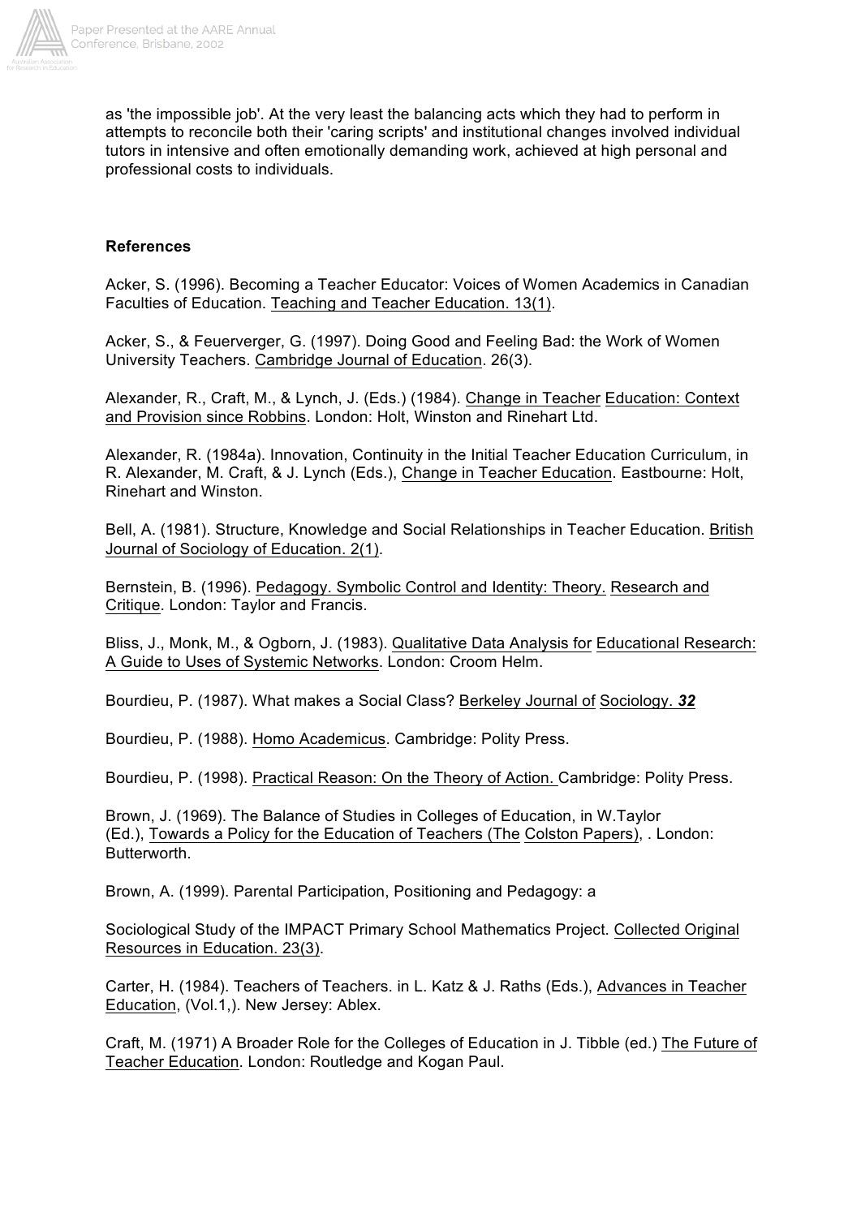as 'the impossible job'. At the very least the balancing acts which they had to perform in attempts to reconcile both their 'caring scripts' and institutional changes involved individual tutors in intensive and often emotionally demanding work, achieved at high personal and professional costs to individuals.

**References**

Acker, S. (1996). Becoming a Teacher Educator: Voices of Women Academics in Canadian Faculties of Education. Teaching and Teacher Education. 13(1).

Acker, S., & Feuerverger, G. (1997). Doing Good and Feeling Bad: the Work of Women University Teachers. Cambridge Journal of Education. 26(3).

Alexander, R., Craft, M., & Lynch, J. (Eds.) (1984). Change in Teacher Education: Context and Provision since Robbins. London: Holt, Winston and Rinehart Ltd.

Alexander, R. (1984a). Innovation, Continuity in the Initial Teacher Education Curriculum, in R. Alexander, M. Craft, & J. Lynch (Eds.), Change in Teacher Education. Eastbourne: Holt, Rinehart and Winston.

Bell, A. (1981). Structure, Knowledge and Social Relationships in Teacher Education. British Journal of Sociology of Education. 2(1).

Bernstein, B. (1996). Pedagogy. Symbolic Control and Identity: Theory. Research and Critique. London: Taylor and Francis.

Bliss, J., Monk, M., & Ogborn, J. (1983). Qualitative Data Analysis for Educational Research: A Guide to Uses of Systemic Networks. London: Croom Helm.

Bourdieu, P. (1987). What makes a Social Class? Berkeley Journal of Sociology. ***32***

Bourdieu, P. (1988). Homo Academicus. Cambridge: Polity Press.

Bourdieu, P. (1998). Practical Reason: On the Theory of Action. Cambridge: Polity Press.

Brown, J. (1969). The Balance of Studies in Colleges of Education, in W.Taylor (Ed.), Towards a Policy for the Education of Teachers (The Colston Papers), . London: Butterworth.

Brown, A. (1999). Parental Participation, Positioning and Pedagogy: a

Sociological Study of the IMPACT Primary School Mathematics Project. Collected Original Resources in Education. 23(3).

Carter, H. (1984). Teachers of Teachers. in L. Katz & J. Raths (Eds.), Advances in Teacher Education, (Vol.1,). New Jersey: Ablex.

Craft, M. (1971) A Broader Role for the Colleges of Education in J. Tibble (ed.) The Future of Teacher Education. London: Routledge and Kogan Paul.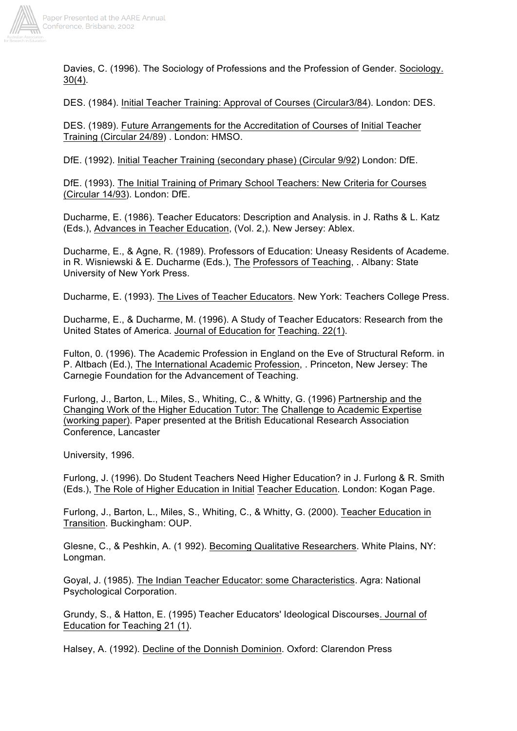Davies, C. (1996). The Sociology of Professions and the Profession of Gender. Sociology. 30(4).

DES. (1984). Initial Teacher Training: Approval of Courses (Circular3/84). London: DES.

DES. (1989). Future Arrangements for the Accreditation of Courses of Initial Teacher Training (Circular 24/89) . London: HMSO.

DfE. (1992). Initial Teacher Training (secondary phase) (Circular 9/92) London: DfE.

DfE. (1993). The Initial Training of Primary School Teachers: New Criteria for Courses (Circular 14/93). London: DfE.

Ducharme, E. (1986). Teacher Educators: Description and Analysis. in J. Raths & L. Katz (Eds.), Advances in Teacher Education, (Vol. 2,). New Jersey: Ablex.

Ducharme, E., & Agne, R. (1989). Professors of Education: Uneasy Residents of Academe. in R. Wisniewski & E. Ducharme (Eds.), The Professors of Teaching, . Albany: State University of New York Press.

Ducharme, E. (1993). The Lives of Teacher Educators. New York: Teachers College Press.

Ducharme, E., & Ducharme, M. (1996). A Study of Teacher Educators: Research from the United States of America. Journal of Education for Teaching. 22(1).

Fulton, 0. (1996). The Academic Profession in England on the Eve of Structural Reform. in P. Altbach (Ed.), The International Academic Profession, . Princeton, New Jersey: The Carnegie Foundation for the Advancement of Teaching.

Furlong, J., Barton, L., Miles, S., Whiting, C., & Whitty, G. (1996) Partnership and the Changing Work of the Higher Education Tutor: The Challenge to Academic Expertise (working paper). Paper presented at the British Educational Research Association Conference, Lancaster

University, 1996.

Furlong, J. (1996). Do Student Teachers Need Higher Education? in J. Furlong & R. Smith (Eds.), The Role of Higher Education in Initial Teacher Education. London: Kogan Page.

Furlong, J., Barton, L., Miles, S., Whiting, C., & Whitty, G. (2000). Teacher Education in Transition. Buckingham: OUP.

Glesne, C., & Peshkin, A. (1 992). Becoming Qualitative Researchers. White Plains, NY: Longman.

Goyal, J. (1985). The Indian Teacher Educator: some Characteristics. Agra: National Psychological Corporation.

Grundy, S., & Hatton, E. (1995) Teacher Educators' Ideological Discourses. Journal of Education for Teaching 21 (1).

Halsey, A. (1992). Decline of the Donnish Dominion. Oxford: Clarendon Press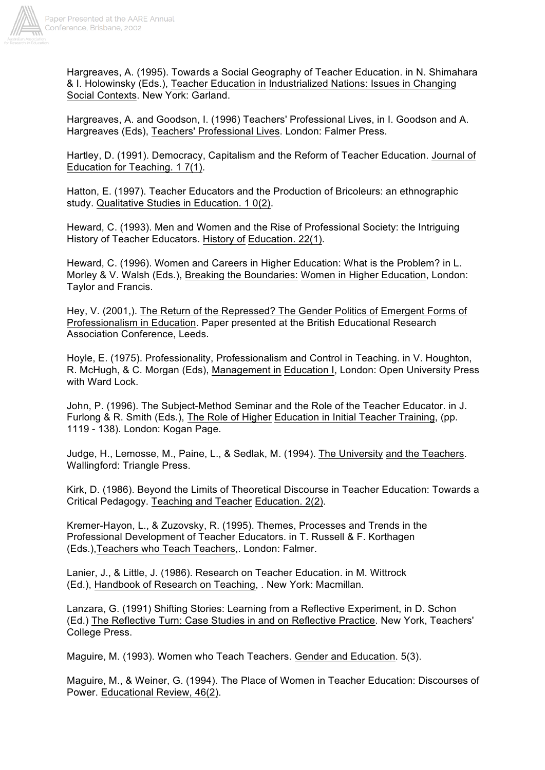Hargreaves, A. (1995). Towards a Social Geography of Teacher Education. in N. Shimahara & I. Holowinsky (Eds.), Teacher Education in Industrialized Nations: Issues in Changing Social Contexts. New York: Garland.

Hargreaves, A. and Goodson, I. (1996) Teachers' Professional Lives, in I. Goodson and A. Hargreaves (Eds), Teachers' Professional Lives. London: Falmer Press.

Hartley, D. (1991). Democracy, Capitalism and the Reform of Teacher Education. Journal of Education for Teaching. 1 7(1).

Hatton, E. (1997). Teacher Educators and the Production of Bricoleurs: an ethnographic study. Qualitative Studies in Education. 1 0(2).

Heward, C. (1993). Men and Women and the Rise of Professional Society: the Intriguing History of Teacher Educators. History of Education. 22(1).

Heward, C. (1996). Women and Careers in Higher Education: What is the Problem? in L. Morley & V. Walsh (Eds.), Breaking the Boundaries: Women in Higher Education, London: Taylor and Francis.

Hey, V. (2001,). The Return of the Repressed? The Gender Politics of Emergent Forms of Professionalism in Education. Paper presented at the British Educational Research Association Conference, Leeds.

Hoyle, E. (1975). Professionality, Professionalism and Control in Teaching. in V. Houghton, R. McHugh, & C. Morgan (Eds), Management in Education I, London: Open University Press with Ward Lock.

John, P. (1996). The Subject-Method Seminar and the Role of the Teacher Educator. in J. Furlong & R. Smith (Eds.), The Role of Higher Education in Initial Teacher Training, (pp. 1119 - 138). London: Kogan Page.

Judge, H., Lemosse, M., Paine, L., & Sedlak, M. (1994). The University and the Teachers. Wallingford: Triangle Press.

Kirk, D. (1986). Beyond the Limits of Theoretical Discourse in Teacher Education: Towards a Critical Pedagogy. Teaching and Teacher Education. 2(2).

Kremer-Hayon, L., & Zuzovsky, R. (1995). Themes, Processes and Trends in the Professional Development of Teacher Educators. in T. Russell & F. Korthagen (Eds.),Teachers who Teach Teachers,. London: Falmer.

Lanier, J., & Little, J. (1986). Research on Teacher Education. in M. Wittrock (Ed.), Handbook of Research on Teaching, . New York: Macmillan.

Lanzara, G. (1991) Shifting Stories: Learning from a Reflective Experiment, in D. Schon (Ed.) The Reflective Turn: Case Studies in and on Reflective Practice. New York, Teachers' College Press.

Maguire, M. (1993). Women who Teach Teachers. Gender and Education. 5(3).

Maguire, M., & Weiner, G. (1994). The Place of Women in Teacher Education: Discourses of Power. Educational Review, 46(2).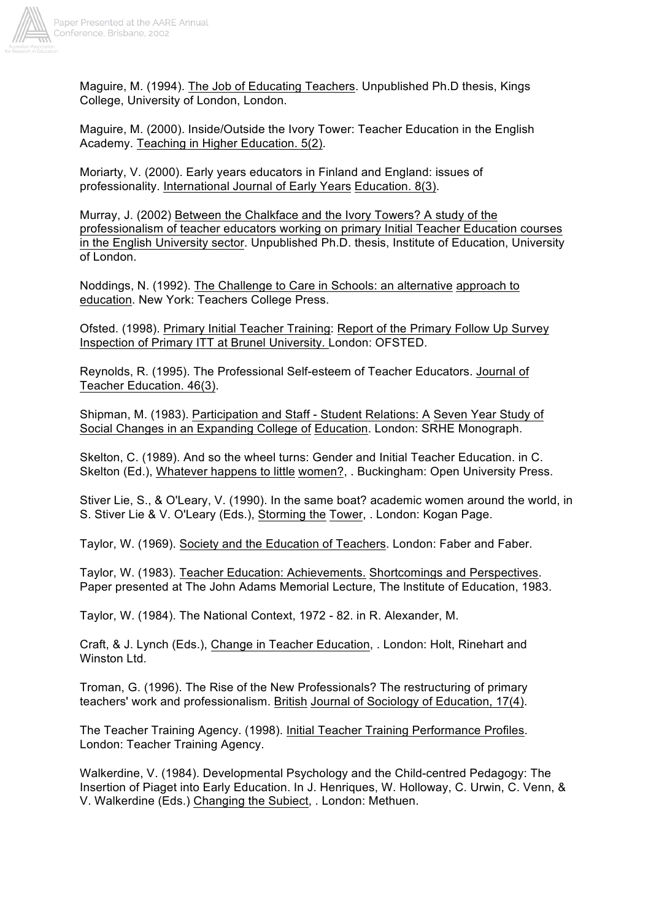Maguire, M. (1994). The Job of Educating Teachers. Unpublished Ph.D thesis, Kings College, University of London, London.

Maguire, M. (2000). Inside/Outside the Ivory Tower: Teacher Education in the English Academy. Teaching in Higher Education. 5(2).

Moriarty, V. (2000). Early years educators in Finland and England: issues of professionality. International Journal of Early Years Education. 8(3).

Murray, J. (2002) Between the Chalkface and the Ivory Towers? A study of the professionalism of teacher educators working on primary Initial Teacher Education courses in the English University sector. Unpublished Ph.D. thesis, Institute of Education, University of London.

Noddings, N. (1992). The Challenge to Care in Schools: an alternative approach to education. New York: Teachers College Press.

Ofsted. (1998). Primary Initial Teacher Training: Report of the Primary Follow Up Survey Inspection of Primary ITT at Brunel University. London: OFSTED.

Reynolds, R. (1995). The Professional Self-esteem of Teacher Educators. Journal of Teacher Education. 46(3).

Shipman, M. (1983). Participation and Staff - Student Relations: A Seven Year Study of Social Changes in an Expanding College of Education. London: SRHE Monograph.

Skelton, C. (1989). And so the wheel turns: Gender and Initial Teacher Education. in C. Skelton (Ed.), Whatever happens to little women?, . Buckingham: Open University Press.

Stiver Lie, S., & O'Leary, V. (1990). In the same boat? academic women around the world, in S. Stiver Lie & V. O'Leary (Eds.), Storming the Tower, . London: Kogan Page.

Taylor, W. (1969). Society and the Education of Teachers. London: Faber and Faber.

Taylor, W. (1983). Teacher Education: Achievements. Shortcomings and Perspectives. Paper presented at The John Adams Memorial Lecture, The Institute of Education, 1983.

Taylor, W. (1984). The National Context, 1972 - 82. in R. Alexander, M.

Craft, & J. Lynch (Eds.), Change in Teacher Education, . London: Holt, Rinehart and Winston Ltd.

Troman, G. (1996). The Rise of the New Professionals? The restructuring of primary teachers' work and professionalism. British Journal of Sociology of Education, 17(4).

The Teacher Training Agency. (1998). Initial Teacher Training Performance Profiles. London: Teacher Training Agency.

Walkerdine, V. (1984). Developmental Psychology and the Child-centred Pedagogy: The Insertion of Piaget into Early Education. In J. Henriques, W. Holloway, C. Urwin, C. Venn, & V. Walkerdine (Eds.) Changing the Subiect, . London: Methuen.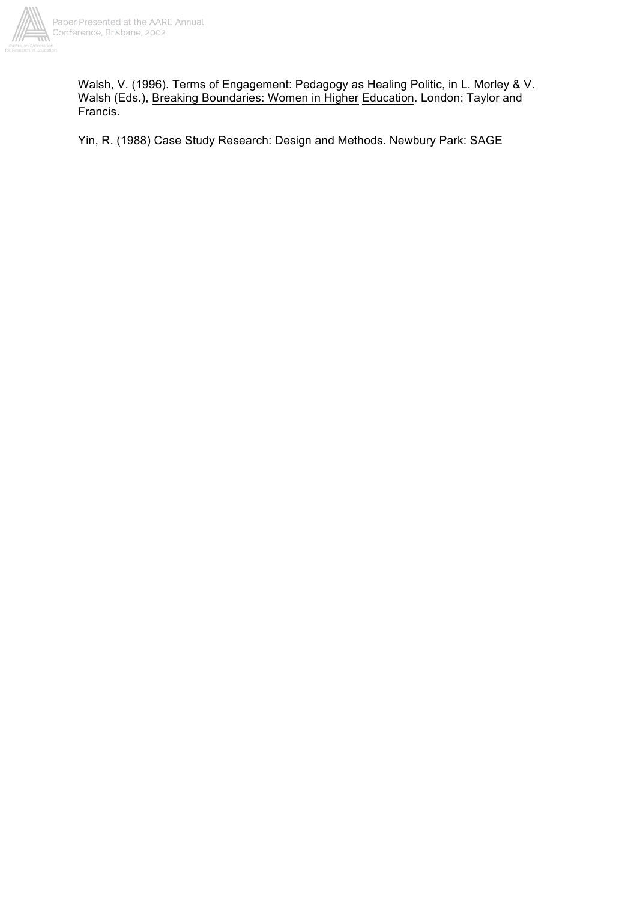Walsh, V. (1996). Terms of Engagement: Pedagogy as Healing Politic, in L. Morley & V. Walsh (Eds.), Breaking Boundaries: Women in Higher Education. London: Taylor and Francis.

Yin, R. (1988) Case Study Research: Design and Methods. Newbury Park: SAGE